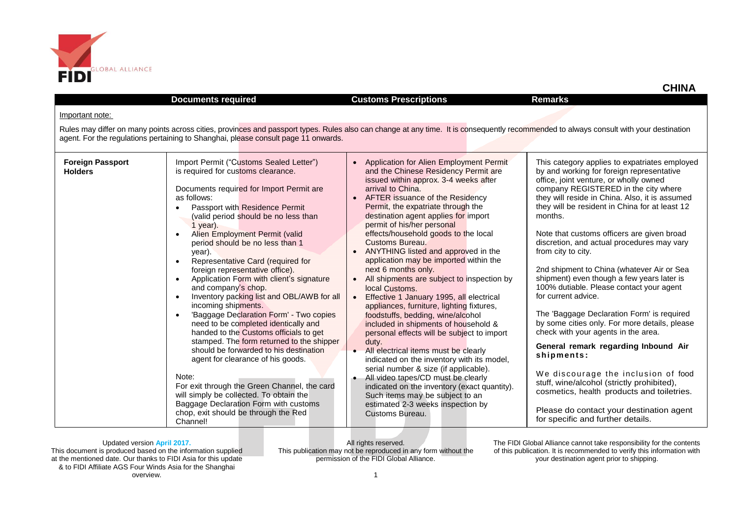# CHINA

| | Documents required | Customs Prescriptions | Remarks |
|---|---|---|---|
| **Important note:** Rules may differ on many points across cities, provinces and passport types. Rules also can change at any time. It is consequently recommended to always consult with your destination agent. For the regulations pertaining to Shanghai, please consult page 11 onwards. | | | |
| **Foreign Passport Holders** | Import Permit ("Customs Sealed Letter") is required for customs clearance.<br><br>Documents required for Import Permit are as follows:<br>• Passport with Residence Permit (valid period should be no less than 1 year).<br>• Alien Employment Permit (valid period should be no less than 1 year).<br>• Representative Card (required for foreign representative office).<br>• Application Form with client's signature and company's chop.<br>• Inventory packing list and OBL/AWB for all incoming shipments.<br>• 'Baggage Declaration Form' - Two copies need to be completed identically and handed to the Customs officials to get stamped. The form returned to the shipper should be forwarded to his destination agent for clearance of his goods.<br><br>Note:<br>For exit through the Green Channel, the card will simply be collected. To obtain the Baggage Declaration Form with customs chop, exit should be through the Red Channel! | • Application for Alien Employment Permit and the Chinese Residency Permit are issued within approx. 3-4 weeks after arrival to China.<br>• AFTER issuance of the Residency Permit, the expatriate through the destination agent applies for import permit of his/her personal effects/household goods to the local Customs Bureau.<br>• ANYTHING listed and approved in the application may be imported within the next 6 months only.<br>• All shipments are subject to inspection by local Customs.<br>• Effective 1 January 1995, all electrical appliances, furniture, lighting fixtures, foodstuffs, bedding, wine/alcohol included in shipments of household & personal effects will be subject to import duty.<br>• All electrical items must be clearly indicated on the inventory with its model, serial number & size (if applicable).<br>• All video tapes/CD must be clearly indicated on the inventory (exact quantity). Such items may be subject to an estimated 2-3 weeks inspection by Customs Bureau. | This category applies to expatriates employed by and working for foreign representative office, joint venture, or wholly owned company REGISTERED in the city where they will reside in China. Also, it is assumed they will be resident in China for at least 12 months.<br><br>Note that customs officers are given broad discretion, and actual procedures may vary from city to city.<br><br>2nd shipment to China (whatever Air or Sea shipment) even though a few years later is 100% dutiable. Please contact your agent for current advice.<br><br>The 'Baggage Declaration Form' is required by some cities only. For more details, please check with your agents in the area.<br><br>**General remark regarding Inbound Air shipments:**<br><br>We discourage the inclusion of food stuff, wine/alcohol (strictly prohibited), cosmetics, health products and toiletries.<br><br>Please do contact your destination agent for specific and further details. |

Updated version April 2017.
This document is produced based on the information supplied at the mentioned date. Our thanks to FIDI Asia for this update & to FIDI Affiliate AGS Four Winds Asia for the Shanghai overview.

All rights reserved.
This publication may not be reproduced in any form without the permission of the FIDI Global Alliance.

The FIDI Global Alliance cannot take responsibility for the contents of this publication. It is recommended to verify this information with your destination agent prior to shipping.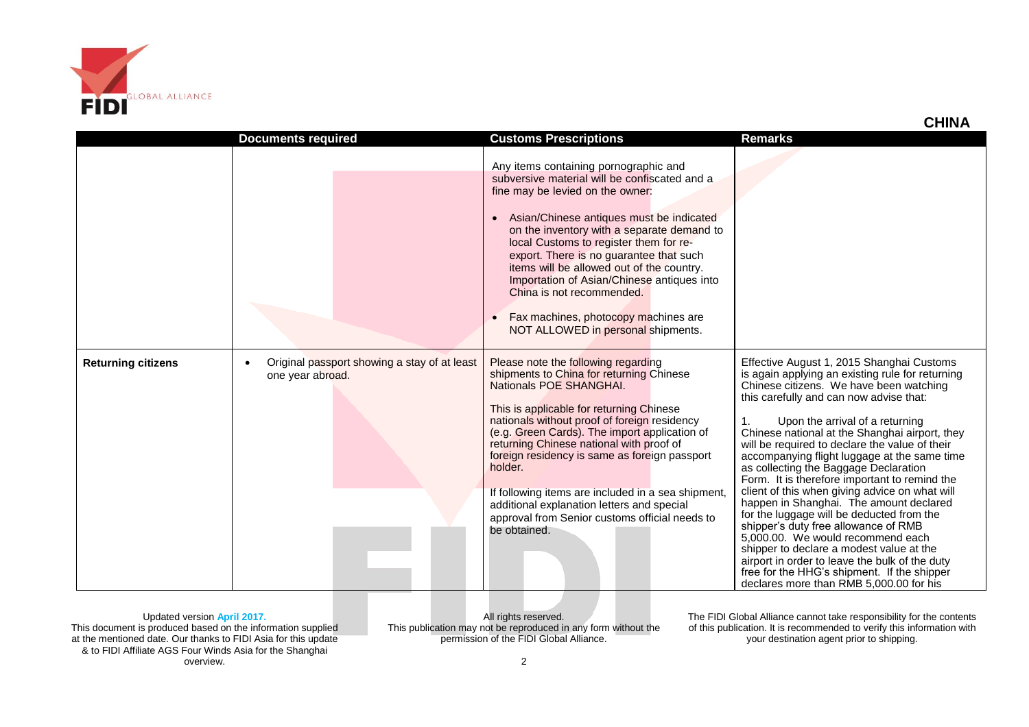**CHINA**

| | Documents required | Customs Prescriptions | Remarks |
|---|---|---|---|
| | | Any items containing pornographic and subversive material will be confiscated and a fine may be levied on the owner:<br><br>• Asian/Chinese antiques must be indicated on the inventory with a separate demand to local Customs to register them for re-export. There is no guarantee that such items will be allowed out of the country. Importation of Asian/Chinese antiques into China is not recommended.<br><br>• Fax machines, photocopy machines are NOT ALLOWED in personal shipments. | |
| **Returning citizens** | • Original passport showing a stay of at least one year abroad. | Please note the following regarding shipments to China for returning Chinese Nationals POE SHANGHAI.<br><br>This is applicable for returning Chinese nationals without proof of foreign residency (e.g. Green Cards). The import application of returning Chinese national with proof of foreign residency is same as foreign passport holder.<br><br>If following items are included in a sea shipment, additional explanation letters and special approval from Senior customs official needs to be obtained. | Effective August 1, 2015 Shanghai Customs is again applying an existing rule for returning Chinese citizens. We have been watching this carefully and can now advise that:<br><br>1. Upon the arrival of a returning Chinese national at the Shanghai airport, they will be required to declare the value of their accompanying flight luggage at the same time as collecting the Baggage Declaration Form. It is therefore important to remind the client of this when giving advice on what will happen in Shanghai. The amount declared for the luggage will be deducted from the shipper's duty free allowance of RMB 5,000.00. We would recommend each shipper to declare a modest value at the airport in order to leave the bulk of the duty free for the HHG's shipment. If the shipper declares more than RMB 5,000.00 for his |

Updated version April 2017.
This document is produced based on the information supplied at the mentioned date. Our thanks to FIDI Asia for this update & to FIDI Affiliate AGS Four Winds Asia for the Shanghai overview.

All rights reserved.
This publication may not be reproduced in any form without the permission of the FIDI Global Alliance.

The FIDI Global Alliance cannot take responsibility for the contents of this publication. It is recommended to verify this information with your destination agent prior to shipping.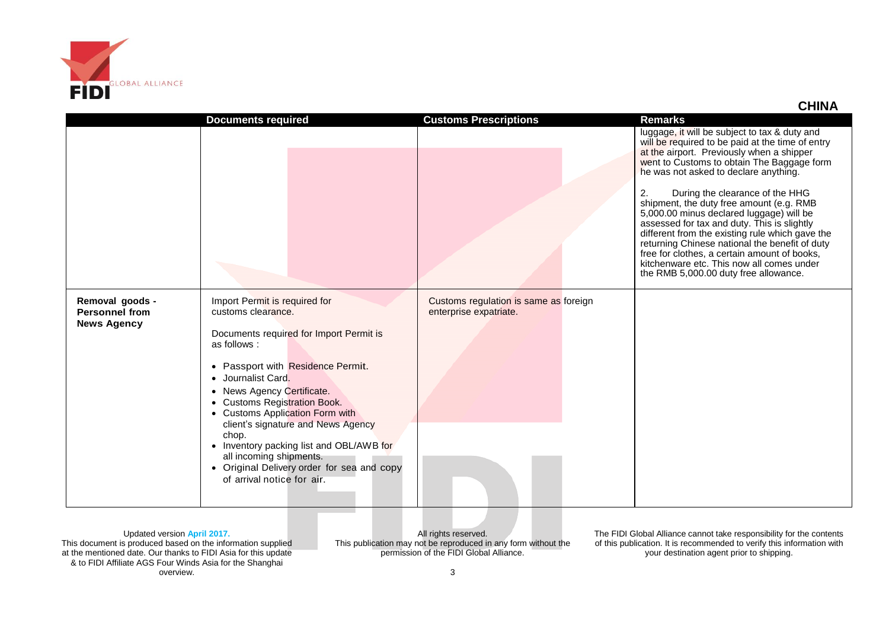**CHINA**

| | Documents required | Customs Prescriptions | Remarks |
|---|---|---|---|
| | | | luggage, it will be subject to tax & duty and will be required to be paid at the time of entry at the airport. Previously when a shipper went to Customs to obtain The Baggage form he was not asked to declare anything.<br><br>2. During the clearance of the HHG shipment, the duty free amount (e.g. RMB 5,000.00 minus declared luggage) will be assessed for tax and duty. This is slightly different from the existing rule which gave the returning Chinese national the benefit of duty free for clothes, a certain amount of books, kitchenware etc. This now all comes under the RMB 5,000.00 duty free allowance. |
| **Removal goods - Personnel from News Agency** | Import Permit is required for customs clearance.<br><br>Documents required for Import Permit is as follows :<br><br>• Passport with Residence Permit.<br>• Journalist Card.<br>• News Agency Certificate.<br>• Customs Registration Book.<br>• Customs Application Form with client's signature and News Agency chop.<br>• Inventory packing list and OBL/AWB for all incoming shipments.<br>• Original Delivery order for sea and copy of arrival notice for air. | Customs regulation is same as foreign enterprise expatriate. | |

Updated version April 2017.
This document is produced based on the information supplied at the mentioned date. Our thanks to FIDI Asia for this update & to FIDI Affiliate AGS Four Winds Asia for the Shanghai overview.

All rights reserved.
This publication may not be reproduced in any form without the permission of the FIDI Global Alliance.

The FIDI Global Alliance cannot take responsibility for the contents of this publication. It is recommended to verify this information with your destination agent prior to shipping.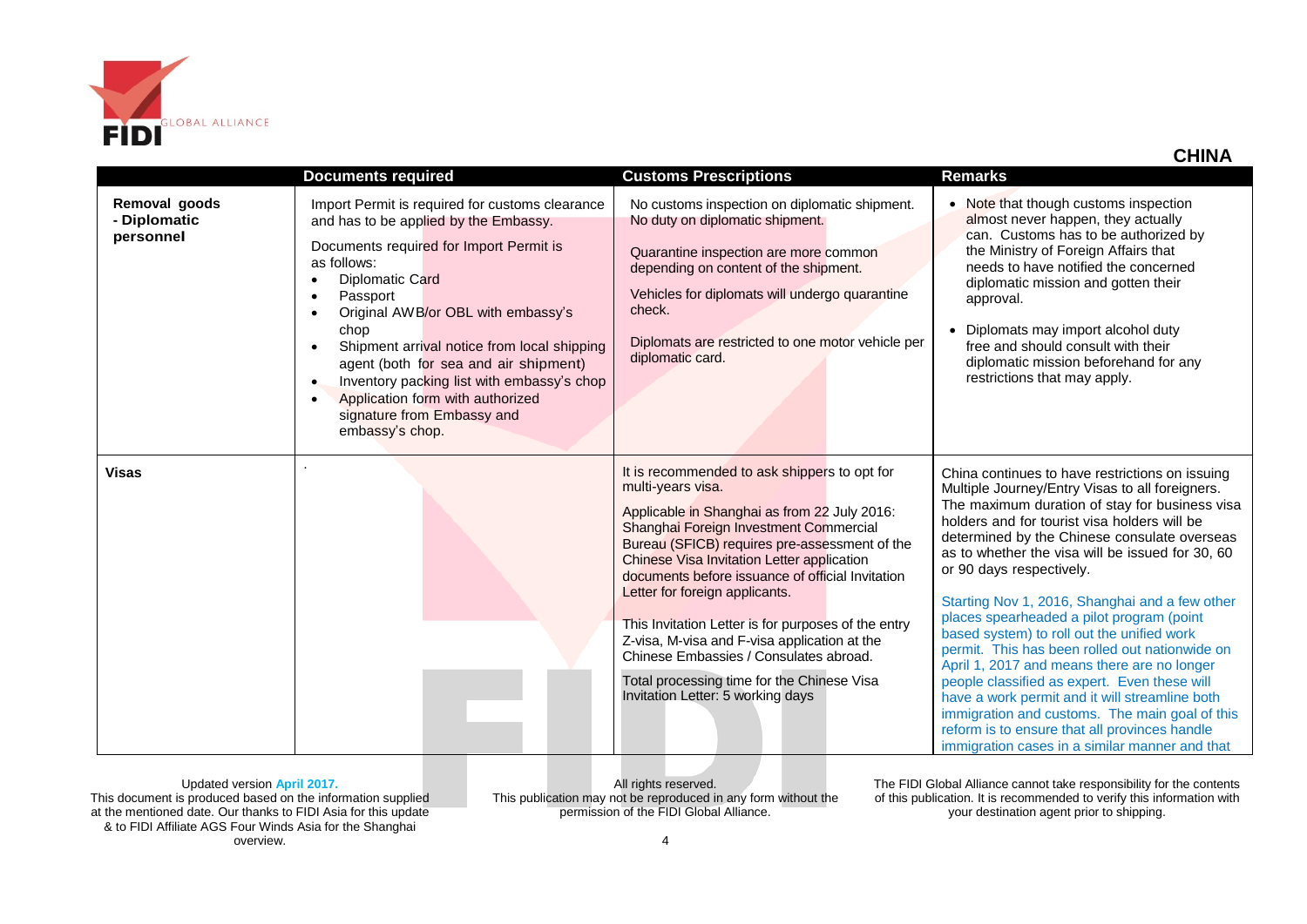## CHINA

| | Documents required | Customs Prescriptions | Remarks |
|---|---|---|---|
| **Removal goods - Diplomatic personnel** | Import Permit is required for customs clearance and has to be applied by the Embassy.<br><br>Documents required for Import Permit is as follows:<br>• Diplomatic Card<br>• Passport<br>• Original AWB/or OBL with embassy's chop<br>• Shipment arrival notice from local shipping agent (both for sea and air shipment)<br>• Inventory packing list with embassy's chop<br>• Application form with authorized signature from Embassy and embassy's chop. | No customs inspection on diplomatic shipment. No duty on diplomatic shipment.<br><br>Quarantine inspection are more common depending on content of the shipment.<br><br>Vehicles for diplomats will undergo quarantine check.<br><br>Diplomats are restricted to one motor vehicle per diplomatic card. | • Note that though customs inspection almost never happen, they actually can. Customs has to be authorized by the Ministry of Foreign Affairs that needs to have notified the concerned diplomatic mission and gotten their approval.<br><br>• Diplomats may import alcohol duty free and should consult with their diplomatic mission beforehand for any restrictions that may apply. |
| **Visas** | . | It is recommended to ask shippers to opt for multi-years visa.<br><br>Applicable in Shanghai as from 22 July 2016: Shanghai Foreign Investment Commercial Bureau (SFICB) requires pre-assessment of the Chinese Visa Invitation Letter application documents before issuance of official Invitation Letter for foreign applicants.<br><br>This Invitation Letter is for purposes of the entry Z-visa, M-visa and F-visa application at the Chinese Embassies / Consulates abroad.<br><br>Total processing time for the Chinese Visa Invitation Letter: 5 working days | China continues to have restrictions on issuing Multiple Journey/Entry Visas to all foreigners. The maximum duration of stay for business visa holders and for tourist visa holders will be determined by the Chinese consulate overseas as to whether the visa will be issued for 30, 60 or 90 days respectively.<br><br>Starting Nov 1, 2016, Shanghai and a few other places spearheaded a pilot program (point based system) to roll out the unified work permit. This has been rolled out nationwide on April 1, 2017 and means there are no longer people classified as expert. Even these will have a work permit and it will streamline both immigration and customs. The main goal of this reform is to ensure that all provinces handle immigration cases in a similar manner and that |

Updated version April 2017.
This document is produced based on the information supplied at the mentioned date. Our thanks to FIDI Asia for this update & to FIDI Affiliate AGS Four Winds Asia for the Shanghai overview.

All rights reserved.
This publication may not be reproduced in any form without the permission of the FIDI Global Alliance.

The FIDI Global Alliance cannot take responsibility for the contents of this publication. It is recommended to verify this information with your destination agent prior to shipping.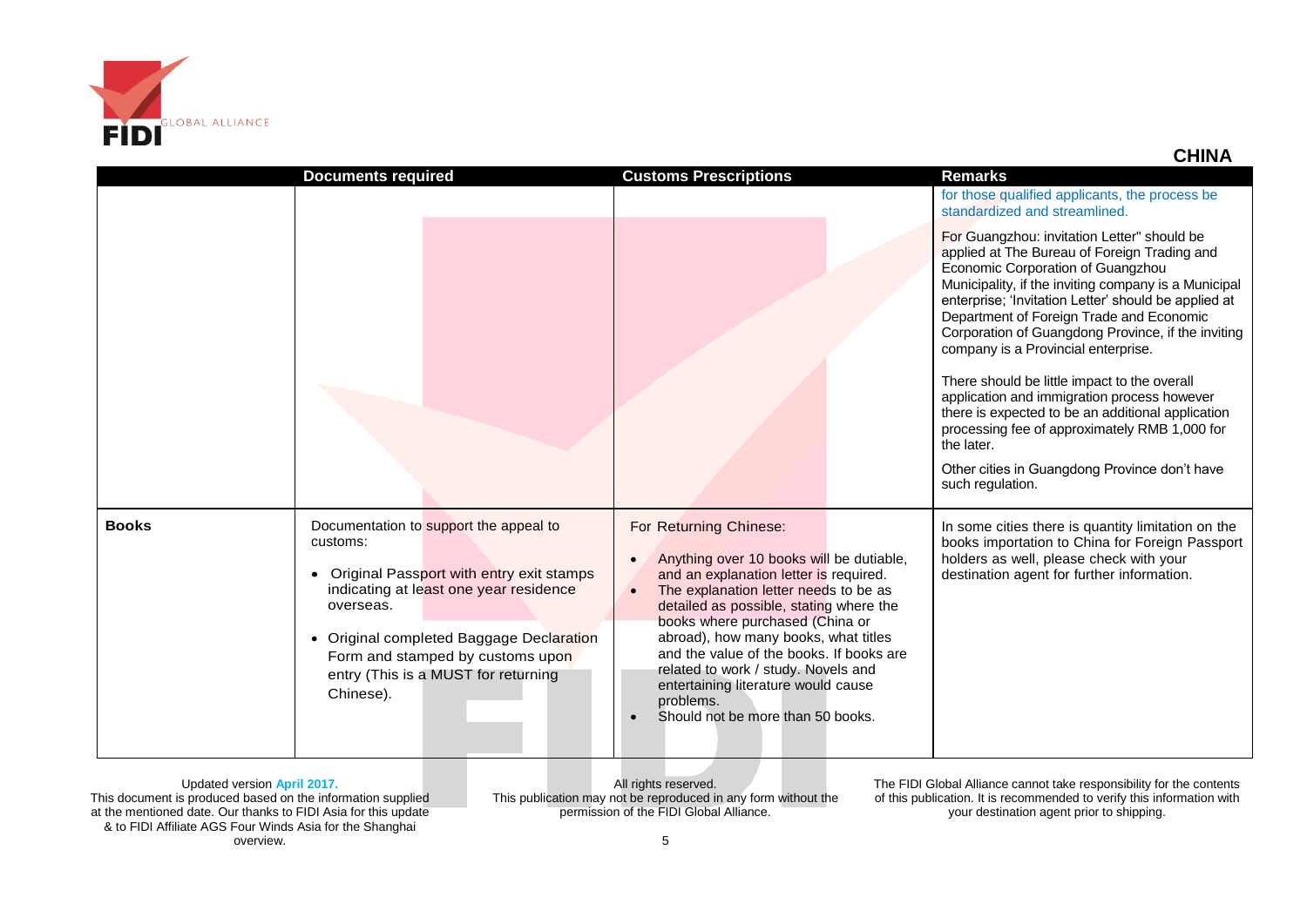# CHINA

| | Documents required | Customs Prescriptions | Remarks |
|---|---|---|---|
| | | | for those qualified applicants, the process be standardized and streamlined.<br><br>For Guangzhou: invitation Letter" should be applied at The Bureau of Foreign Trading and Economic Corporation of Guangzhou Municipality, if the inviting company is a Municipal enterprise; 'Invitation Letter' should be applied at Department of Foreign Trade and Economic Corporation of Guangdong Province, if the inviting company is a Provincial enterprise.<br><br>There should be little impact to the overall application and immigration process however there is expected to be an additional application processing fee of approximately RMB 1,000 for the later.<br><br>Other cities in Guangdong Province don't have such regulation. |
| **Books** | Documentation to support the appeal to customs:<br><br>• Original Passport with entry exit stamps indicating at least one year residence overseas.<br><br>• Original completed Baggage Declaration Form and stamped by customs upon entry (This is a MUST for returning Chinese). | For Returning Chinese:<br><br>• Anything over 10 books will be dutiable, and an explanation letter is required.<br>• The explanation letter needs to be as detailed as possible, stating where the books where purchased (China or abroad), how many books, what titles and the value of the books. If books are related to work / study. Novels and entertaining literature would cause problems.<br>• Should not be more than 50 books. | In some cities there is quantity limitation on the books importation to China for Foreign Passport holders as well, please check with your destination agent for further information. |

Updated version April 2017.
This document is produced based on the information supplied at the mentioned date. Our thanks to FIDI Asia for this update & to FIDI Affiliate AGS Four Winds Asia for the Shanghai overview.

All rights reserved.
This publication may not be reproduced in any form without the permission of the FIDI Global Alliance.

The FIDI Global Alliance cannot take responsibility for the contents of this publication. It is recommended to verify this information with your destination agent prior to shipping.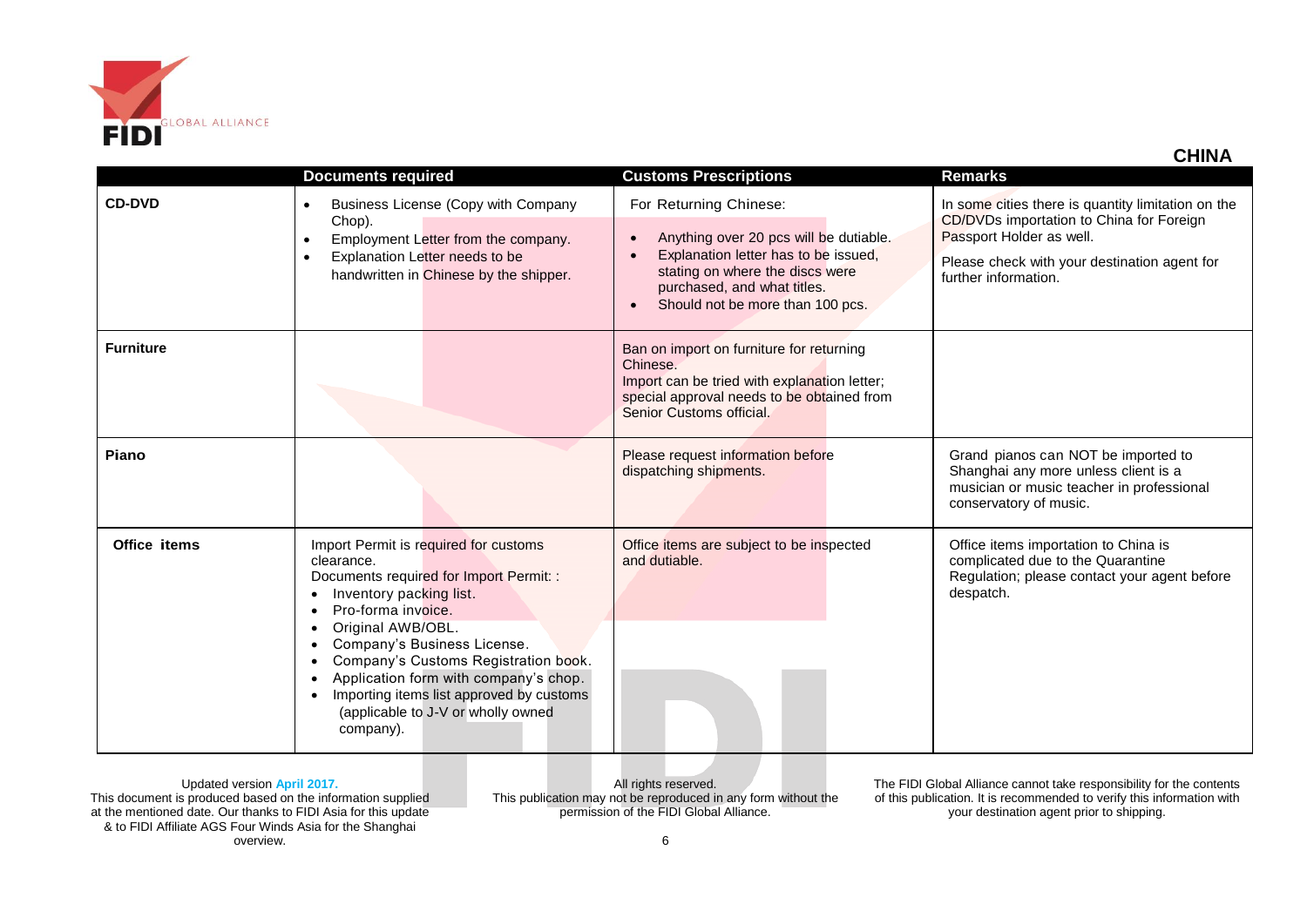## CHINA

| | Documents required | Customs Prescriptions | Remarks |
|---|---|---|---|
| **CD-DVD** | • Business License (Copy with Company Chop).<br>• Employment Letter from the company.<br>• Explanation Letter needs to be handwritten in Chinese by the shipper. | For Returning Chinese:<br>• Anything over 20 pcs will be dutiable.<br>• Explanation letter has to be issued, stating on where the discs were purchased, and what titles.<br>• Should not be more than 100 pcs. | In some cities there is quantity limitation on the CD/DVDs importation to China for Foreign Passport Holder as well.<br>Please check with your destination agent for further information. |
| **Furniture** | | Ban on import on furniture for returning Chinese.<br>Import can be tried with explanation letter; special approval needs to be obtained from Senior Customs official. | |
| **Piano** | | Please request information before dispatching shipments. | Grand pianos can NOT be imported to Shanghai any more unless client is a musician or music teacher in professional conservatory of music. |
| **Office items** | Import Permit is required for customs clearance.<br>Documents required for Import Permit: :<br>• Inventory packing list.<br>• Pro-forma invoice.<br>• Original AWB/OBL.<br>• Company's Business License.<br>• Company's Customs Registration book.<br>• Application form with company's chop.<br>• Importing items list approved by customs (applicable to J-V or wholly owned company). | Office items are subject to be inspected and dutiable. | Office items importation to China is complicated due to the Quarantine Regulation; please contact your agent before despatch. |

Updated version **April 2017.**
This document is produced based on the information supplied at the mentioned date. Our thanks to FIDI Asia for this update & to FIDI Affiliate AGS Four Winds Asia for the Shanghai overview.

All rights reserved.
This publication may not be reproduced in any form without the permission of the FIDI Global Alliance.

The FIDI Global Alliance cannot take responsibility for the contents of this publication. It is recommended to verify this information with your destination agent prior to shipping.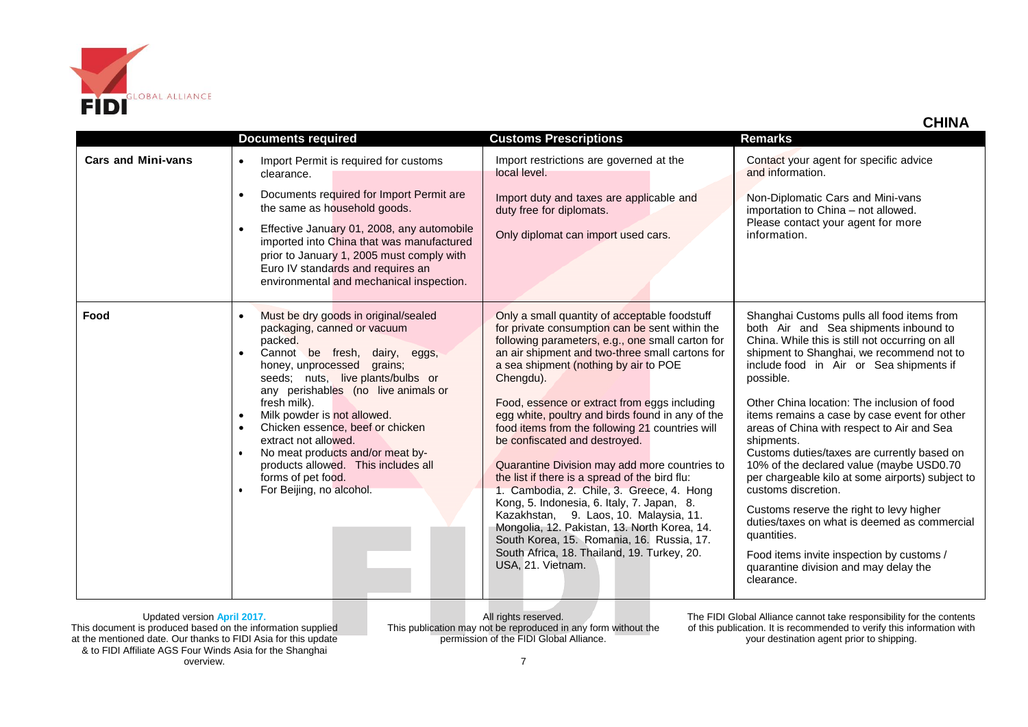## CHINA

| | Documents required | Customs Prescriptions | Remarks |
|---|---|---|---|
| **Cars and Mini-vans** | • Import Permit is required for customs clearance.<br>• Documents required for Import Permit are the same as household goods.<br>• Effective January 01, 2008, any automobile imported into China that was manufactured prior to January 1, 2005 must comply with Euro IV standards and requires an environmental and mechanical inspection. | Import restrictions are governed at the local level.<br><br>Import duty and taxes are applicable and duty free for diplomats.<br><br>Only diplomat can import used cars. | Contact your agent for specific advice and information.<br><br>Non-Diplomatic Cars and Mini-vans importation to China – not allowed. Please contact your agent for more information. |
| **Food** | • Must be dry goods in original/sealed packaging, canned or vacuum packed.<br>• Cannot be fresh, dairy, eggs, honey, unprocessed grains; seeds; nuts, live plants/bulbs or any perishables (no live animals or fresh milk).<br>• Milk powder is not allowed.<br>• Chicken essence, beef or chicken extract not allowed.<br>• No meat products and/or meat by-products allowed. This includes all forms of pet food.<br>• For Beijing, no alcohol. | Only a small quantity of acceptable foodstuff for private consumption can be sent within the following parameters, e.g., one small carton for an air shipment and two-three small cartons for a sea shipment (nothing by air to POE Chengdu).<br><br>Food, essence or extract from eggs including egg white, poultry and birds found in any of the food items from the following 21 countries will be confiscated and destroyed.<br><br>Quarantine Division may add more countries to the list if there is a spread of the bird flu:<br>1. Cambodia, 2. Chile, 3. Greece, 4. Hong Kong, 5. Indonesia, 6. Italy, 7. Japan, 8. Kazakhstan, 9. Laos, 10. Malaysia, 11. Mongolia, 12. Pakistan, 13. North Korea, 14. South Korea, 15. Romania, 16. Russia, 17. South Africa, 18. Thailand, 19. Turkey, 20. USA, 21. Vietnam. | Shanghai Customs pulls all food items from both Air and Sea shipments inbound to China. While this is still not occurring on all shipment to Shanghai, we recommend not to include food in Air or Sea shipments if possible.<br><br>Other China location: The inclusion of food items remains a case by case event for other areas of China with respect to Air and Sea shipments.<br>Customs duties/taxes are currently based on 10% of the declared value (maybe USD0.70 per chargeable kilo at some airports) subject to customs discretion.<br><br>Customs reserve the right to levy higher duties/taxes on what is deemed as commercial quantities.<br><br>Food items invite inspection by customs / quarantine division and may delay the clearance. |

Updated version **April 2017.**
This document is produced based on the information supplied at the mentioned date. Our thanks to FIDI Asia for this update & to FIDI Affiliate AGS Four Winds Asia for the Shanghai overview.

All rights reserved.
This publication may not be reproduced in any form without the permission of the FIDI Global Alliance.

The FIDI Global Alliance cannot take responsibility for the contents of this publication. It is recommended to verify this information with your destination agent prior to shipping.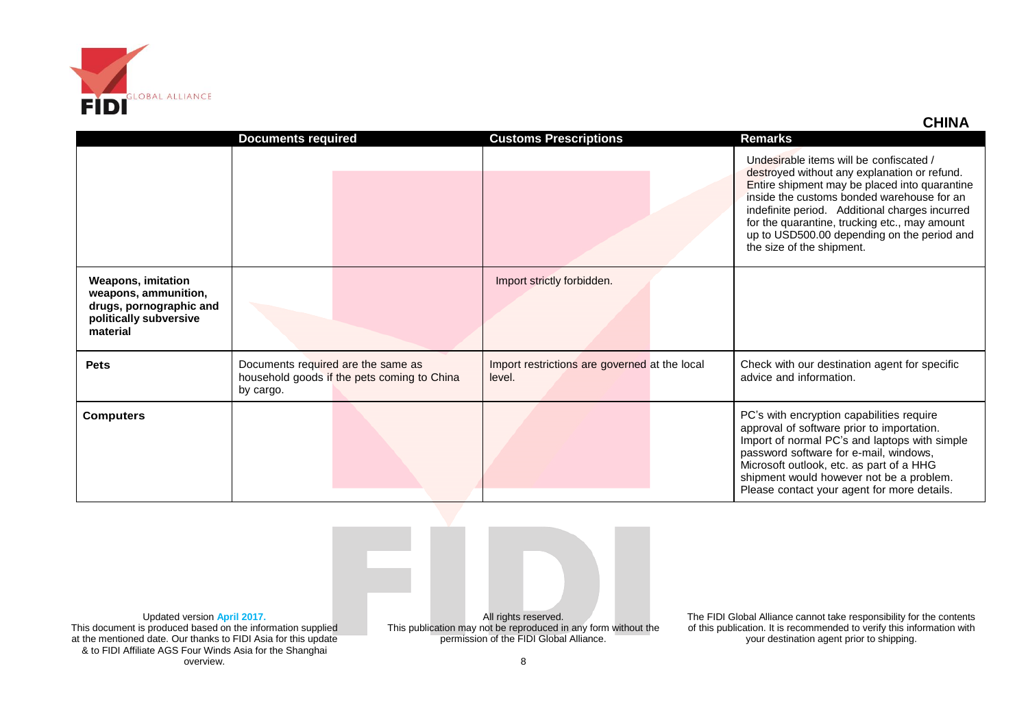## CHINA

| | Documents required | Customs Prescriptions | Remarks |
|---|---|---|---|
| | | | Undesirable items will be confiscated / destroyed without any explanation or refund. Entire shipment may be placed into quarantine inside the customs bonded warehouse for an indefinite period. Additional charges incurred for the quarantine, trucking etc., may amount up to USD500.00 depending on the period and the size of the shipment. |
| **Weapons, imitation weapons, ammunition, drugs, pornographic and politically subversive material** | | Import strictly forbidden. | |
| **Pets** | Documents required are the same as household goods if the pets coming to China by cargo. | Import restrictions are governed at the local level. | Check with our destination agent for specific advice and information. |
| **Computers** | | | PC's with encryption capabilities require approval of software prior to importation. Import of normal PC's and laptops with simple password software for e-mail, windows, Microsoft outlook, etc. as part of a HHG shipment would however not be a problem. Please contact your agent for more details. |

Updated version April 2017.
This document is produced based on the information supplied at the mentioned date. Our thanks to FIDI Asia for this update & to FIDI Affiliate AGS Four Winds Asia for the Shanghai overview.

All rights reserved.
This publication may not be reproduced in any form without the permission of the FIDI Global Alliance.

The FIDI Global Alliance cannot take responsibility for the contents of this publication. It is recommended to verify this information with your destination agent prior to shipping.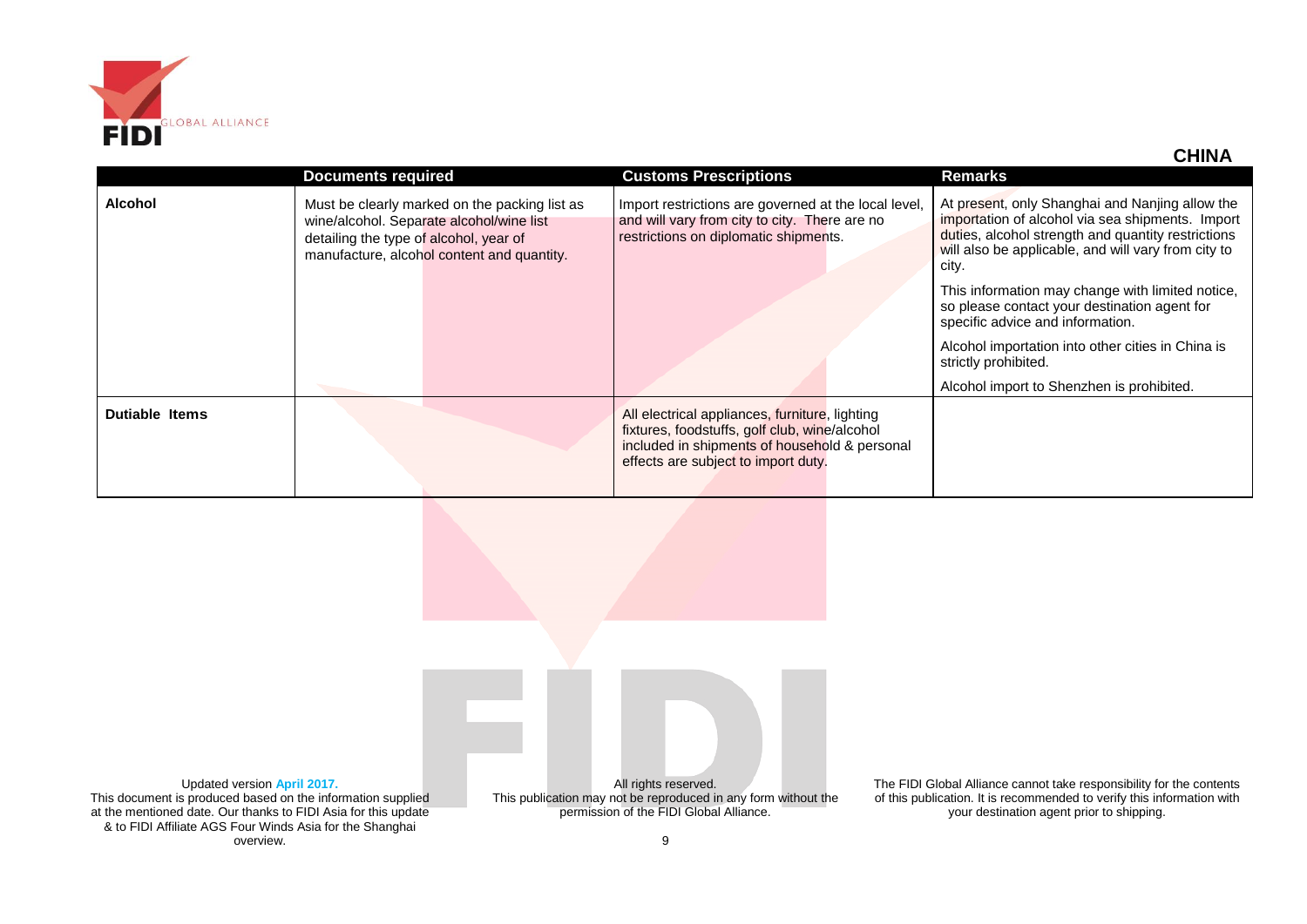## CHINA

| | Documents required | Customs Prescriptions | Remarks |
|---|---|---|---|
| **Alcohol** | Must be clearly marked on the packing list as wine/alcohol. Separate alcohol/wine list detailing the type of alcohol, year of manufacture, alcohol content and quantity. | Import restrictions are governed at the local level, and will vary from city to city. There are no restrictions on diplomatic shipments. | At present, only Shanghai and Nanjing allow the importation of alcohol via sea shipments. Import duties, alcohol strength and quantity restrictions will also be applicable, and will vary from city to city.<br><br>This information may change with limited notice, so please contact your destination agent for specific advice and information.<br><br>Alcohol importation into other cities in China is strictly prohibited.<br><br>Alcohol import to Shenzhen is prohibited. |
| **Dutiable Items** | | All electrical appliances, furniture, lighting fixtures, foodstuffs, golf club, wine/alcohol included in shipments of household & personal effects are subject to import duty. | |

Updated version **April 2017.**
This document is produced based on the information supplied at the mentioned date. Our thanks to FIDI Asia for this update & to FIDI Affiliate AGS Four Winds Asia for the Shanghai overview.

All rights reserved.
This publication may not be reproduced in any form without the permission of the FIDI Global Alliance.

The FIDI Global Alliance cannot take responsibility for the contents of this publication. It is recommended to verify this information with your destination agent prior to shipping.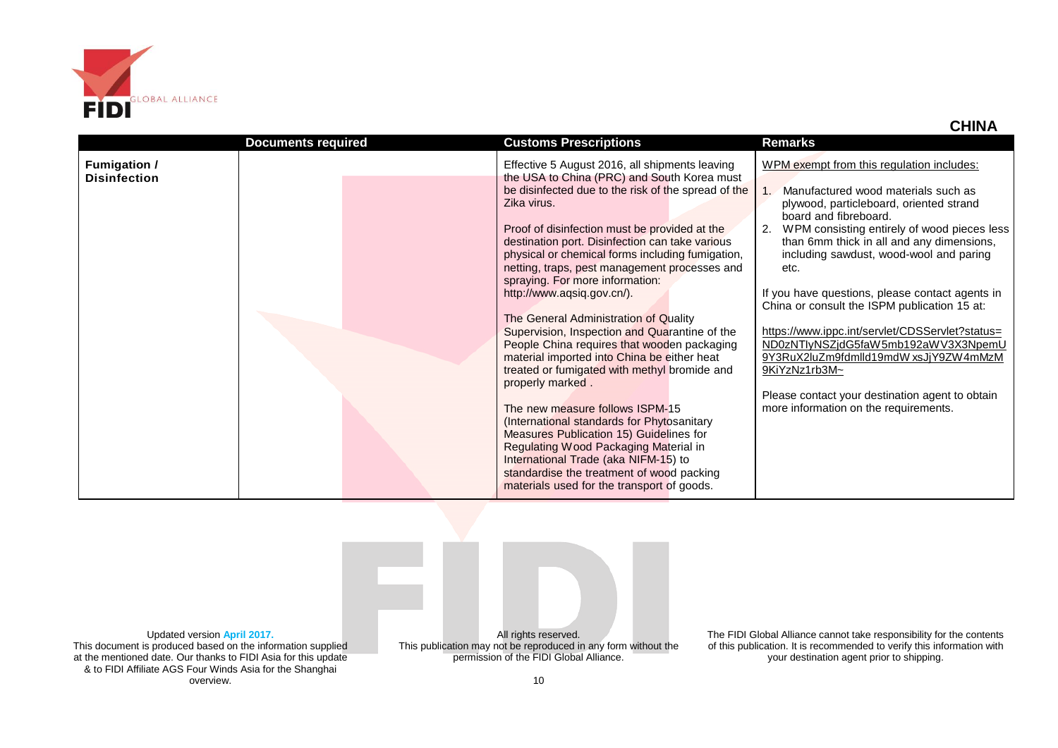## CHINA

| | Documents required | Customs Prescriptions | Remarks |
|---|---|---|---|
| **Fumigation / Disinfection** | | Effective 5 August 2016, all shipments leaving the USA to China (PRC) and South Korea must be disinfected due to the risk of the spread of the Zika virus.<br><br>Proof of disinfection must be provided at the destination port. Disinfection can take various physical or chemical forms including fumigation, netting, traps, pest management processes and spraying. For more information: http://www.aqsiq.gov.cn/).<br><br>The General Administration of Quality Supervision, Inspection and Quarantine of the People China requires that wooden packaging material imported into China be either heat treated or fumigated with methyl bromide and properly marked .<br><br>The new measure follows ISPM-15 (International standards for Phytosanitary Measures Publication 15) Guidelines for Regulating Wood Packaging Material in International Trade (aka NIFM-15) to standardise the treatment of wood packing materials used for the transport of goods. | WPM exempt from this regulation includes:<br><br>1. Manufactured wood materials such as plywood, particleboard, oriented strand board and fibreboard.<br>2. WPM consisting entirely of wood pieces less than 6mm thick in all and any dimensions, including sawdust, wood-wool and paring etc.<br><br>If you have questions, please contact agents in China or consult the ISPM publication 15 at:<br><br>https://www.ippc.int/servlet/CDSServlet?status=ND0zNTIyNSZjdG5faW5mb192aWV3X3NpemU9Y3RuX2luZm9fdmlld19mdWxsJjY9ZW4mMzM9KiYzNz1rb3M~<br><br>Please contact your destination agent to obtain more information on the requirements. |

Updated version April 2017.
This document is produced based on the information supplied at the mentioned date. Our thanks to FIDI Asia for this update & to FIDI Affiliate AGS Four Winds Asia for the Shanghai overview.

All rights reserved.
This publication may not be reproduced in any form without the permission of the FIDI Global Alliance.

The FIDI Global Alliance cannot take responsibility for the contents of this publication. It is recommended to verify this information with your destination agent prior to shipping.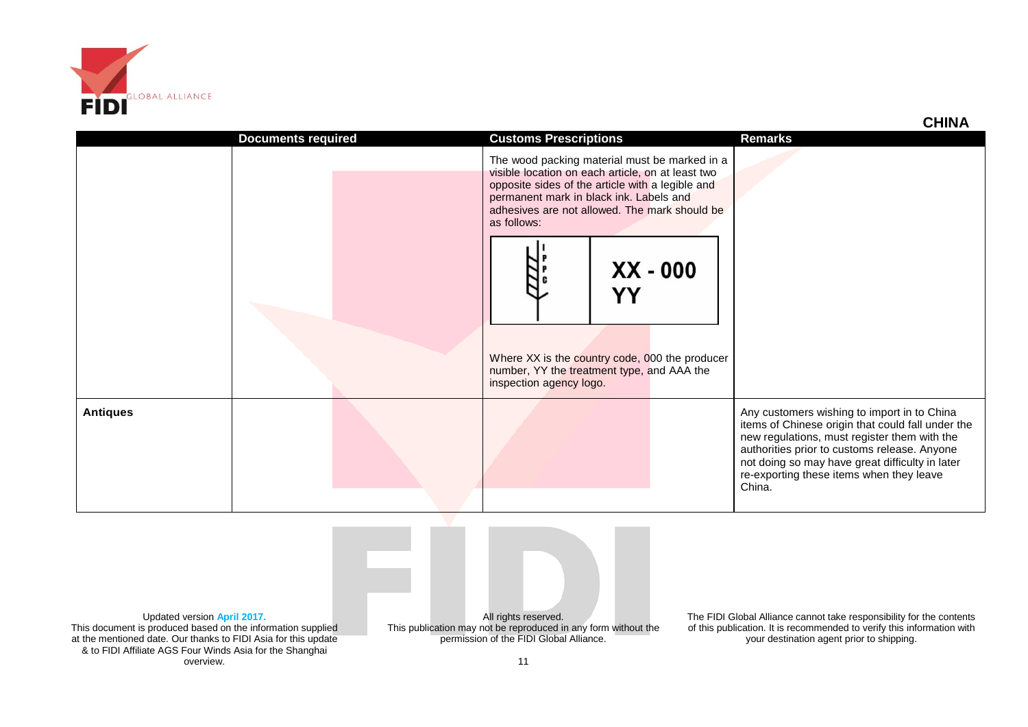**CHINA**

| | Documents required | Customs Prescriptions | Remarks |
|---|---|---|---|
| | | The wood packing material must be marked in a visible location on each article, on at least two opposite sides of the article with a legible and permanent mark in black ink. Labels and adhesives are not allowed. The mark should be as follows: IPPC XX - 000 YY Where XX is the country code, 000 the producer number, YY the treatment type, and AAA the inspection agency logo. | |
| **Antiques** | | | Any customers wishing to import in to China items of Chinese origin that could fall under the new regulations, must register them with the authorities prior to customs release. Anyone not doing so may have great difficulty in later re-exporting these items when they leave China. |

Updated version April 2017.
This document is produced based on the information supplied at the mentioned date. Our thanks to FIDI Asia for this update & to FIDI Affiliate AGS Four Winds Asia for the Shanghai overview.

All rights reserved.
This publication may not be reproduced in any form without the permission of the FIDI Global Alliance.

The FIDI Global Alliance cannot take responsibility for the contents of this publication. It is recommended to verify this information with your destination agent prior to shipping.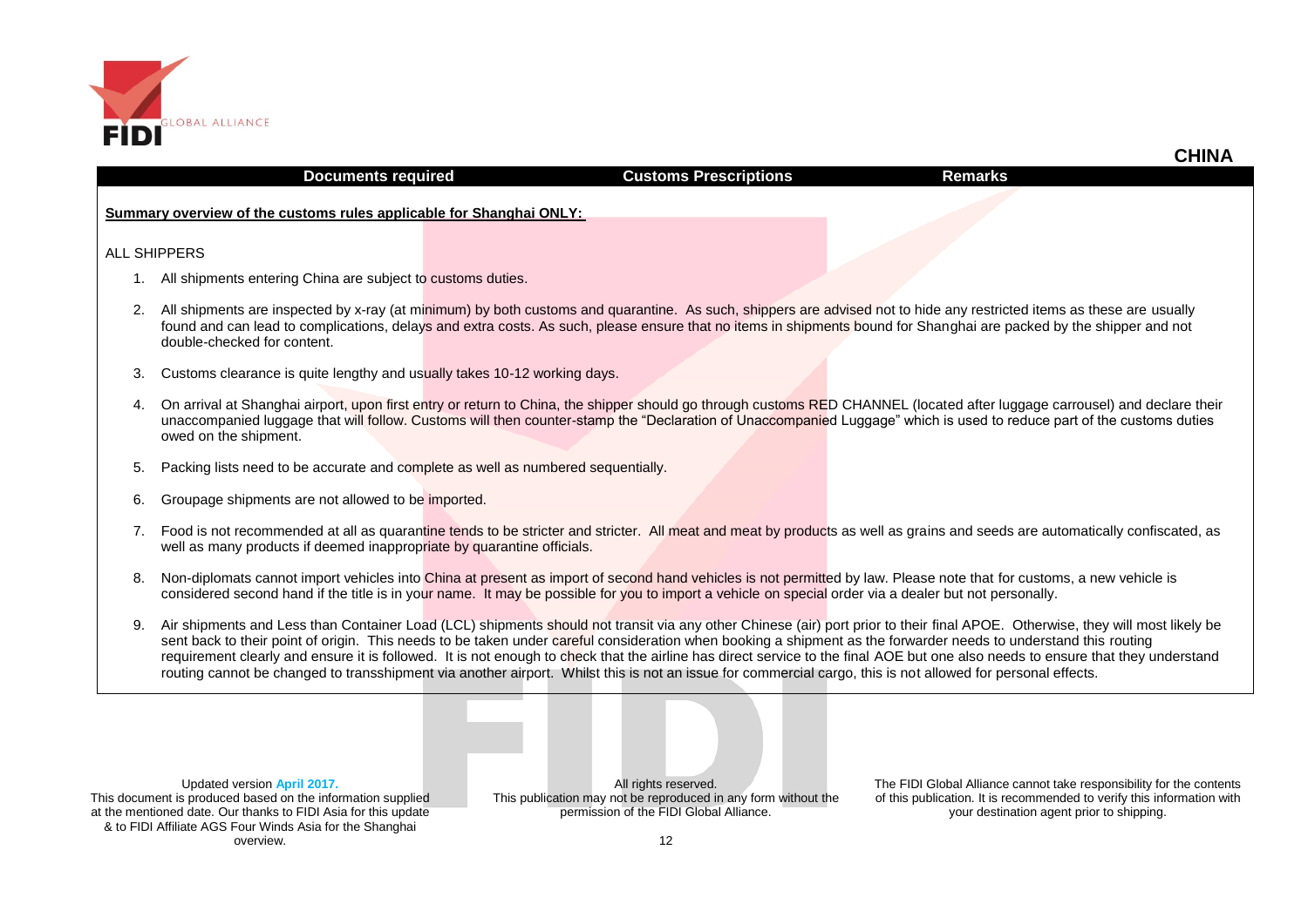# CHINA

| Documents required | Customs Prescriptions | Remarks |
| --- | --- | --- |

**Summary overview of the customs rules applicable for Shanghai ONLY:**

ALL SHIPPERS

1. All shipments entering China are subject to customs duties.

2. All shipments are inspected by x-ray (at minimum) by both customs and quarantine. As such, shippers are advised not to hide any restricted items as these are usually found and can lead to complications, delays and extra costs. As such, please ensure that no items in shipments bound for Shanghai are packed by the shipper and not double-checked for content.

3. Customs clearance is quite lengthy and usually takes 10-12 working days.

4. On arrival at Shanghai airport, upon first entry or return to China, the shipper should go through customs RED CHANNEL (located after luggage carrousel) and declare their unaccompanied luggage that will follow. Customs will then counter-stamp the "Declaration of Unaccompanied Luggage" which is used to reduce part of the customs duties owed on the shipment.

5. Packing lists need to be accurate and complete as well as numbered sequentially.

6. Groupage shipments are not allowed to be imported.

7. Food is not recommended at all as quarantine tends to be stricter and stricter. All meat and meat by products as well as grains and seeds are automatically confiscated, as well as many products if deemed inappropriate by quarantine officials.

8. Non-diplomats cannot import vehicles into China at present as import of second hand vehicles is not permitted by law. Please note that for customs, a new vehicle is considered second hand if the title is in your name. It may be possible for you to import a vehicle on special order via a dealer but not personally.

9. Air shipments and Less than Container Load (LCL) shipments should not transit via any other Chinese (air) port prior to their final APOE. Otherwise, they will most likely be sent back to their point of origin. This needs to be taken under careful consideration when booking a shipment as the forwarder needs to understand this routing requirement clearly and ensure it is followed. It is not enough to check that the airline has direct service to the final AOE but one also needs to ensure that they understand routing cannot be changed to transshipment via another airport. Whilst this is not an issue for commercial cargo, this is not allowed for personal effects.

Updated version April 2017.
This document is produced based on the information supplied at the mentioned date. Our thanks to FIDI Asia for this update & to FIDI Affiliate AGS Four Winds Asia for the Shanghai overview.

All rights reserved.
This publication may not be reproduced in any form without the permission of the FIDI Global Alliance.

The FIDI Global Alliance cannot take responsibility for the contents of this publication. It is recommended to verify this information with your destination agent prior to shipping.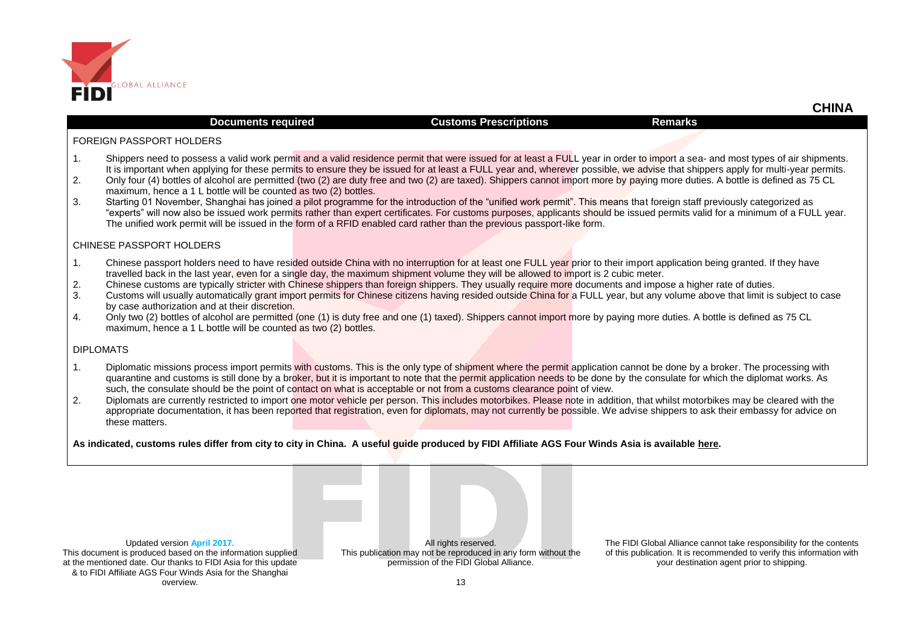# CHINA

| Documents required | Customs Prescriptions | Remarks |
| --- | --- | --- |

FOREIGN PASSPORT HOLDERS

1. Shippers need to possess a valid work permit and a valid residence permit that were issued for at least a FULL year in order to import a sea- and most types of air shipments. It is important when applying for these permits to ensure they be issued for at least a FULL year and, wherever possible, we advise that shippers apply for multi-year permits.
2. Only four (4) bottles of alcohol are permitted (two (2) are duty free and two (2) are taxed). Shippers cannot import more by paying more duties. A bottle is defined as 75 CL maximum, hence a 1 L bottle will be counted as two (2) bottles.
3. Starting 01 November, Shanghai has joined a pilot programme for the introduction of the "unified work permit". This means that foreign staff previously categorized as "experts" will now also be issued work permits rather than expert certificates. For customs purposes, applicants should be issued permits valid for a minimum of a FULL year. The unified work permit will be issued in the form of a RFID enabled card rather than the previous passport-like form.

CHINESE PASSPORT HOLDERS

1. Chinese passport holders need to have resided outside China with no interruption for at least one FULL year prior to their import application being granted. If they have travelled back in the last year, even for a single day, the maximum shipment volume they will be allowed to import is 2 cubic meter.
2. Chinese customs are typically stricter with Chinese shippers than foreign shippers. They usually require more documents and impose a higher rate of duties.
3. Customs will usually automatically grant import permits for Chinese citizens having resided outside China for a FULL year, but any volume above that limit is subject to case by case authorization and at their discretion.
4. Only two (2) bottles of alcohol are permitted (one (1) is duty free and one (1) taxed). Shippers cannot import more by paying more duties. A bottle is defined as 75 CL maximum, hence a 1 L bottle will be counted as two (2) bottles.

DIPLOMATS

1. Diplomatic missions process import permits with customs. This is the only type of shipment where the permit application cannot be done by a broker. The processing with quarantine and customs is still done by a broker, but it is important to note that the permit application needs to be done by the consulate for which the diplomat works. As such, the consulate should be the point of contact on what is acceptable or not from a customs clearance point of view.
2. Diplomats are currently restricted to import one motor vehicle per person. This includes motorbikes. Please note in addition, that whilst motorbikes may be cleared with the appropriate documentation, it has been reported that registration, even for diplomats, may not currently be possible. We advise shippers to ask their embassy for advice on these matters.

**As indicated, customs rules differ from city to city in China. A useful guide produced by FIDI Affiliate AGS Four Winds Asia is available here.**

Updated version April 2017.
This document is produced based on the information supplied at the mentioned date. Our thanks to FIDI Asia for this update & to FIDI Affiliate AGS Four Winds Asia for the Shanghai overview.

All rights reserved.
This publication may not be reproduced in any form without the permission of the FIDI Global Alliance.

The FIDI Global Alliance cannot take responsibility for the contents of this publication. It is recommended to verify this information with your destination agent prior to shipping.